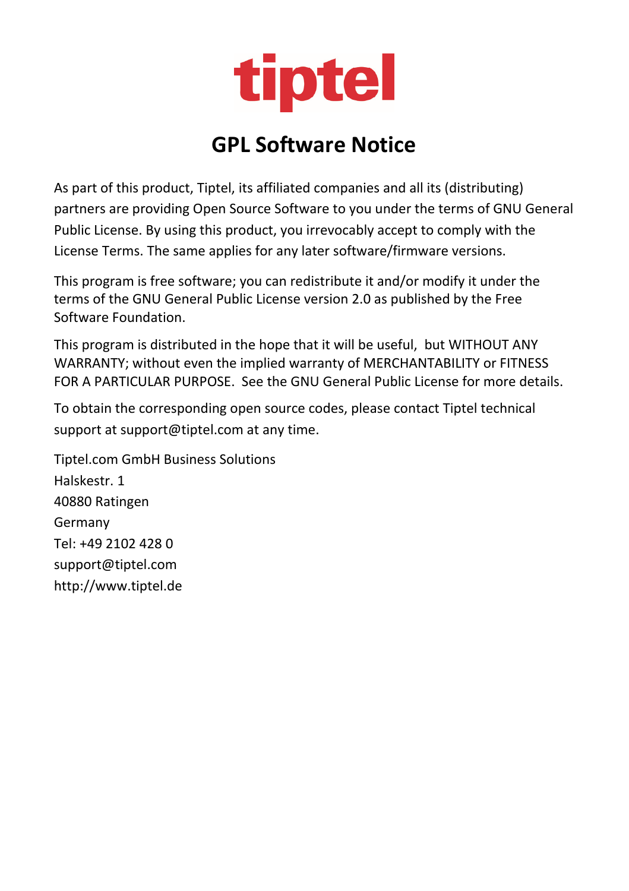tiptel

# GPL Software Notice

As part of this product, Tiptel, its affiliated companies and all its (distributing) partners are providing Open Source Software to you under the terms of GNU General Public License. By using this product, you irrevocably accept to comply with the License Terms. The same applies for any later software/firmware versions.

This program is free software; you can redistribute it and/or modify it under the terms of the GNU General Public License version 2.0 as published by the Free Software Foundation.

This program is distributed in the hope that it will be useful, but WITHOUT ANY WARRANTY; without even the implied warranty of MERCHANTABILITY or FITNESS FOR A PARTICULAR PURPOSE. See the GNU General Public License for more details.

To obtain the corresponding open source codes, please contact Tiptel technical support at support@tiptel.com at any time.

Tiptel.com GmbH Business Solutions
Halskestr. 1
40880 Ratingen
Germany
Tel: +49 2102 428 0
support@tiptel.com
http://www.tiptel.de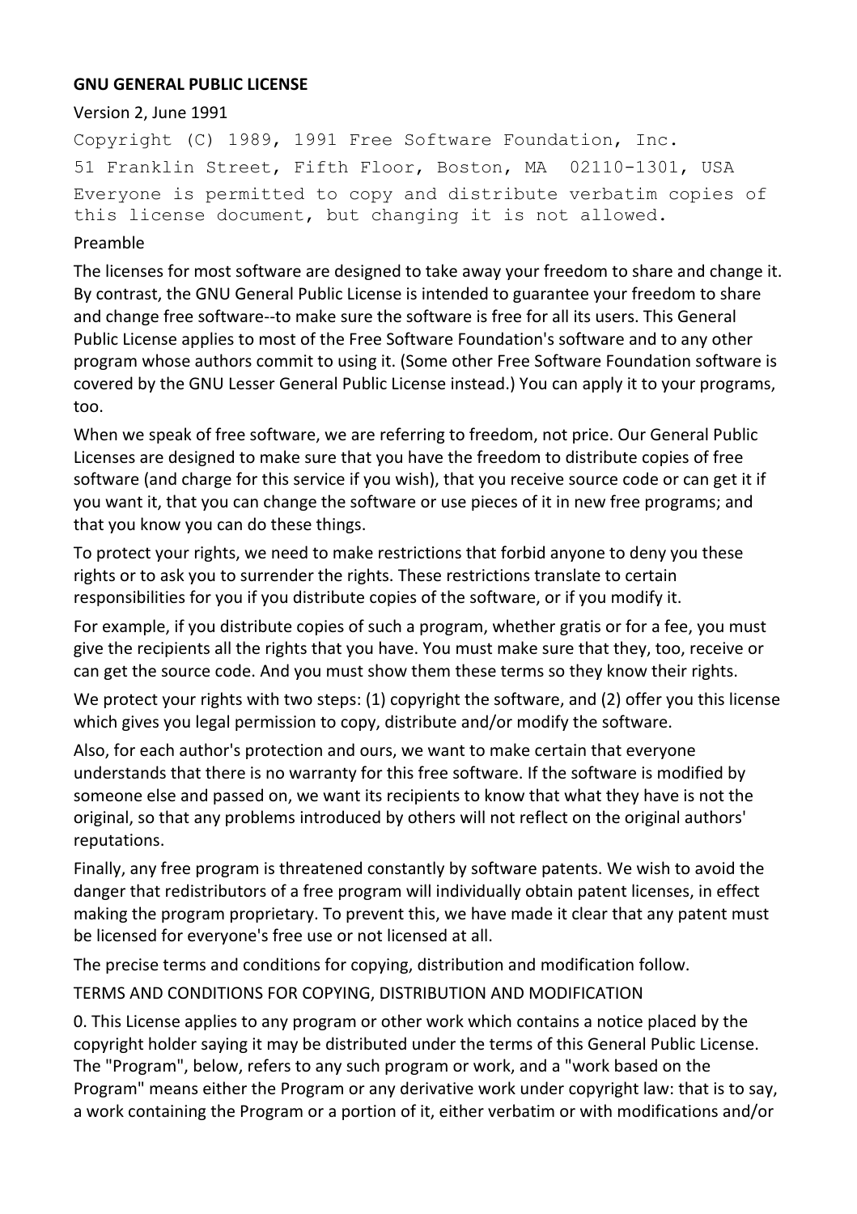**GNU GENERAL PUBLIC LICENSE**

Version 2, June 1991

```
Copyright (C) 1989, 1991 Free Software Foundation, Inc.
51 Franklin Street, Fifth Floor, Boston, MA  02110-1301, USA
Everyone is permitted to copy and distribute verbatim copies of
this license document, but changing it is not allowed.
```

Preamble

The licenses for most software are designed to take away your freedom to share and change it. By contrast, the GNU General Public License is intended to guarantee your freedom to share and change free software--to make sure the software is free for all its users. This General Public License applies to most of the Free Software Foundation's software and to any other program whose authors commit to using it. (Some other Free Software Foundation software is covered by the GNU Lesser General Public License instead.) You can apply it to your programs, too.

When we speak of free software, we are referring to freedom, not price. Our General Public Licenses are designed to make sure that you have the freedom to distribute copies of free software (and charge for this service if you wish), that you receive source code or can get it if you want it, that you can change the software or use pieces of it in new free programs; and that you know you can do these things.

To protect your rights, we need to make restrictions that forbid anyone to deny you these rights or to ask you to surrender the rights. These restrictions translate to certain responsibilities for you if you distribute copies of the software, or if you modify it.

For example, if you distribute copies of such a program, whether gratis or for a fee, you must give the recipients all the rights that you have. You must make sure that they, too, receive or can get the source code. And you must show them these terms so they know their rights.

We protect your rights with two steps: (1) copyright the software, and (2) offer you this license which gives you legal permission to copy, distribute and/or modify the software.

Also, for each author's protection and ours, we want to make certain that everyone understands that there is no warranty for this free software. If the software is modified by someone else and passed on, we want its recipients to know that what they have is not the original, so that any problems introduced by others will not reflect on the original authors' reputations.

Finally, any free program is threatened constantly by software patents. We wish to avoid the danger that redistributors of a free program will individually obtain patent licenses, in effect making the program proprietary. To prevent this, we have made it clear that any patent must be licensed for everyone's free use or not licensed at all.

The precise terms and conditions for copying, distribution and modification follow.

TERMS AND CONDITIONS FOR COPYING, DISTRIBUTION AND MODIFICATION

0. This License applies to any program or other work which contains a notice placed by the copyright holder saying it may be distributed under the terms of this General Public License. The "Program", below, refers to any such program or work, and a "work based on the Program" means either the Program or any derivative work under copyright law: that is to say, a work containing the Program or a portion of it, either verbatim or with modifications and/or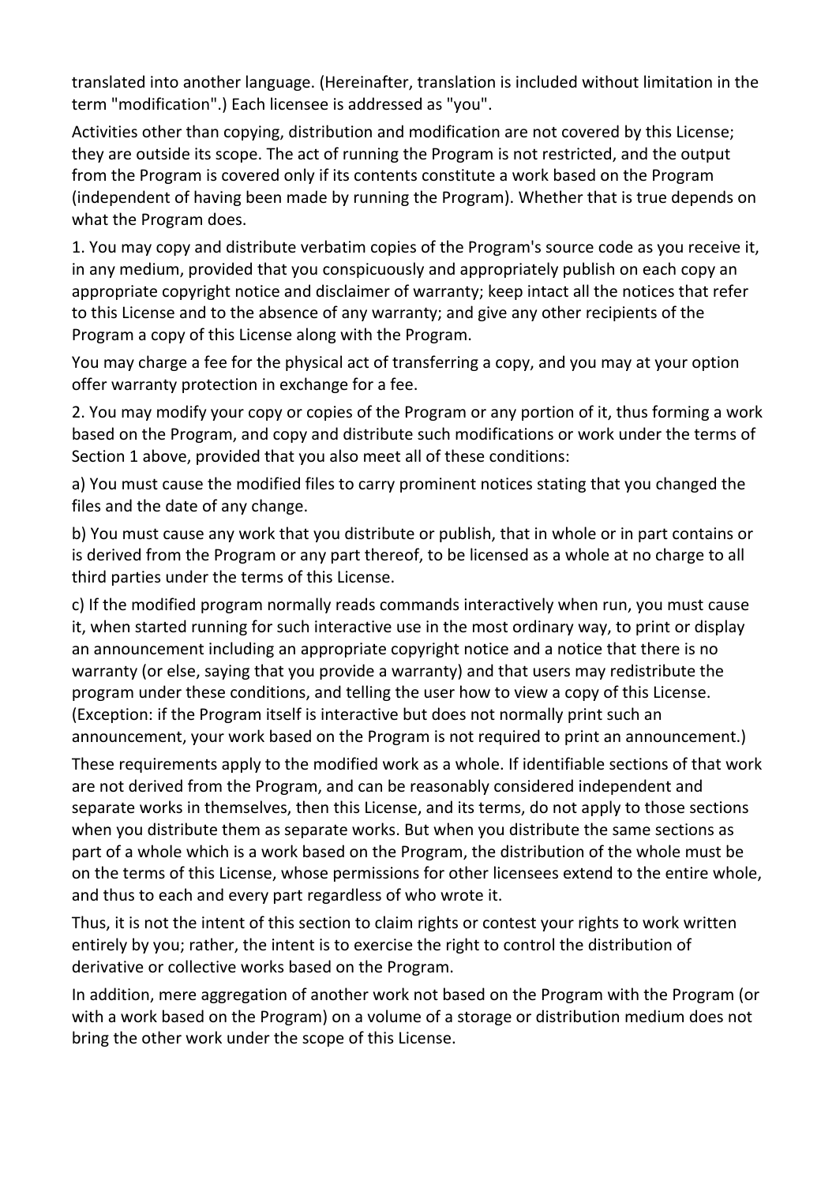translated into another language. (Hereinafter, translation is included without limitation in the term "modification".) Each licensee is addressed as "you".

Activities other than copying, distribution and modification are not covered by this License; they are outside its scope. The act of running the Program is not restricted, and the output from the Program is covered only if its contents constitute a work based on the Program (independent of having been made by running the Program). Whether that is true depends on what the Program does.

1. You may copy and distribute verbatim copies of the Program's source code as you receive it, in any medium, provided that you conspicuously and appropriately publish on each copy an appropriate copyright notice and disclaimer of warranty; keep intact all the notices that refer to this License and to the absence of any warranty; and give any other recipients of the Program a copy of this License along with the Program.

You may charge a fee for the physical act of transferring a copy, and you may at your option offer warranty protection in exchange for a fee.

2. You may modify your copy or copies of the Program or any portion of it, thus forming a work based on the Program, and copy and distribute such modifications or work under the terms of Section 1 above, provided that you also meet all of these conditions:

a) You must cause the modified files to carry prominent notices stating that you changed the files and the date of any change.

b) You must cause any work that you distribute or publish, that in whole or in part contains or is derived from the Program or any part thereof, to be licensed as a whole at no charge to all third parties under the terms of this License.

c) If the modified program normally reads commands interactively when run, you must cause it, when started running for such interactive use in the most ordinary way, to print or display an announcement including an appropriate copyright notice and a notice that there is no warranty (or else, saying that you provide a warranty) and that users may redistribute the program under these conditions, and telling the user how to view a copy of this License. (Exception: if the Program itself is interactive but does not normally print such an announcement, your work based on the Program is not required to print an announcement.)

These requirements apply to the modified work as a whole. If identifiable sections of that work are not derived from the Program, and can be reasonably considered independent and separate works in themselves, then this License, and its terms, do not apply to those sections when you distribute them as separate works. But when you distribute the same sections as part of a whole which is a work based on the Program, the distribution of the whole must be on the terms of this License, whose permissions for other licensees extend to the entire whole, and thus to each and every part regardless of who wrote it.

Thus, it is not the intent of this section to claim rights or contest your rights to work written entirely by you; rather, the intent is to exercise the right to control the distribution of derivative or collective works based on the Program.

In addition, mere aggregation of another work not based on the Program with the Program (or with a work based on the Program) on a volume of a storage or distribution medium does not bring the other work under the scope of this License.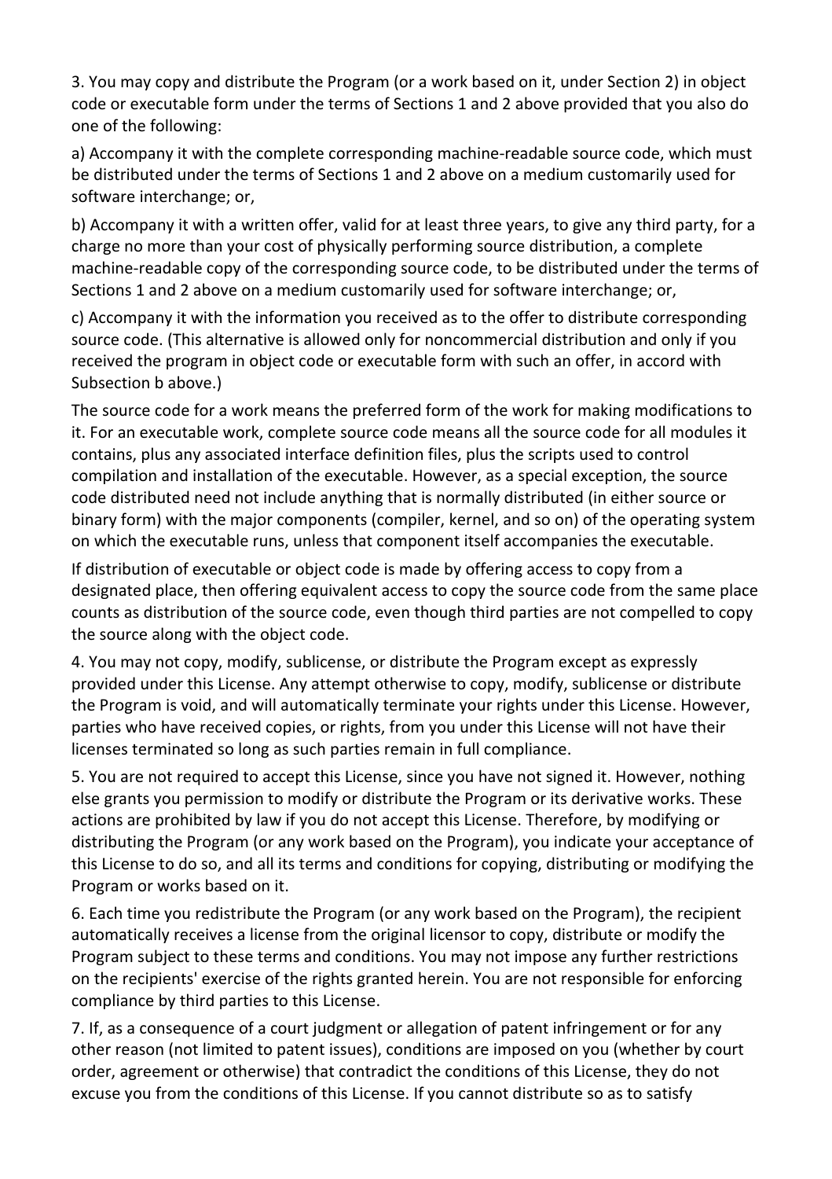3. You may copy and distribute the Program (or a work based on it, under Section 2) in object code or executable form under the terms of Sections 1 and 2 above provided that you also do one of the following:

a) Accompany it with the complete corresponding machine-readable source code, which must be distributed under the terms of Sections 1 and 2 above on a medium customarily used for software interchange; or,

b) Accompany it with a written offer, valid for at least three years, to give any third party, for a charge no more than your cost of physically performing source distribution, a complete machine-readable copy of the corresponding source code, to be distributed under the terms of Sections 1 and 2 above on a medium customarily used for software interchange; or,

c) Accompany it with the information you received as to the offer to distribute corresponding source code. (This alternative is allowed only for noncommercial distribution and only if you received the program in object code or executable form with such an offer, in accord with Subsection b above.)

The source code for a work means the preferred form of the work for making modifications to it. For an executable work, complete source code means all the source code for all modules it contains, plus any associated interface definition files, plus the scripts used to control compilation and installation of the executable. However, as a special exception, the source code distributed need not include anything that is normally distributed (in either source or binary form) with the major components (compiler, kernel, and so on) of the operating system on which the executable runs, unless that component itself accompanies the executable.

If distribution of executable or object code is made by offering access to copy from a designated place, then offering equivalent access to copy the source code from the same place counts as distribution of the source code, even though third parties are not compelled to copy the source along with the object code.

4. You may not copy, modify, sublicense, or distribute the Program except as expressly provided under this License. Any attempt otherwise to copy, modify, sublicense or distribute the Program is void, and will automatically terminate your rights under this License. However, parties who have received copies, or rights, from you under this License will not have their licenses terminated so long as such parties remain in full compliance.

5. You are not required to accept this License, since you have not signed it. However, nothing else grants you permission to modify or distribute the Program or its derivative works. These actions are prohibited by law if you do not accept this License. Therefore, by modifying or distributing the Program (or any work based on the Program), you indicate your acceptance of this License to do so, and all its terms and conditions for copying, distributing or modifying the Program or works based on it.

6. Each time you redistribute the Program (or any work based on the Program), the recipient automatically receives a license from the original licensor to copy, distribute or modify the Program subject to these terms and conditions. You may not impose any further restrictions on the recipients' exercise of the rights granted herein. You are not responsible for enforcing compliance by third parties to this License.

7. If, as a consequence of a court judgment or allegation of patent infringement or for any other reason (not limited to patent issues), conditions are imposed on you (whether by court order, agreement or otherwise) that contradict the conditions of this License, they do not excuse you from the conditions of this License. If you cannot distribute so as to satisfy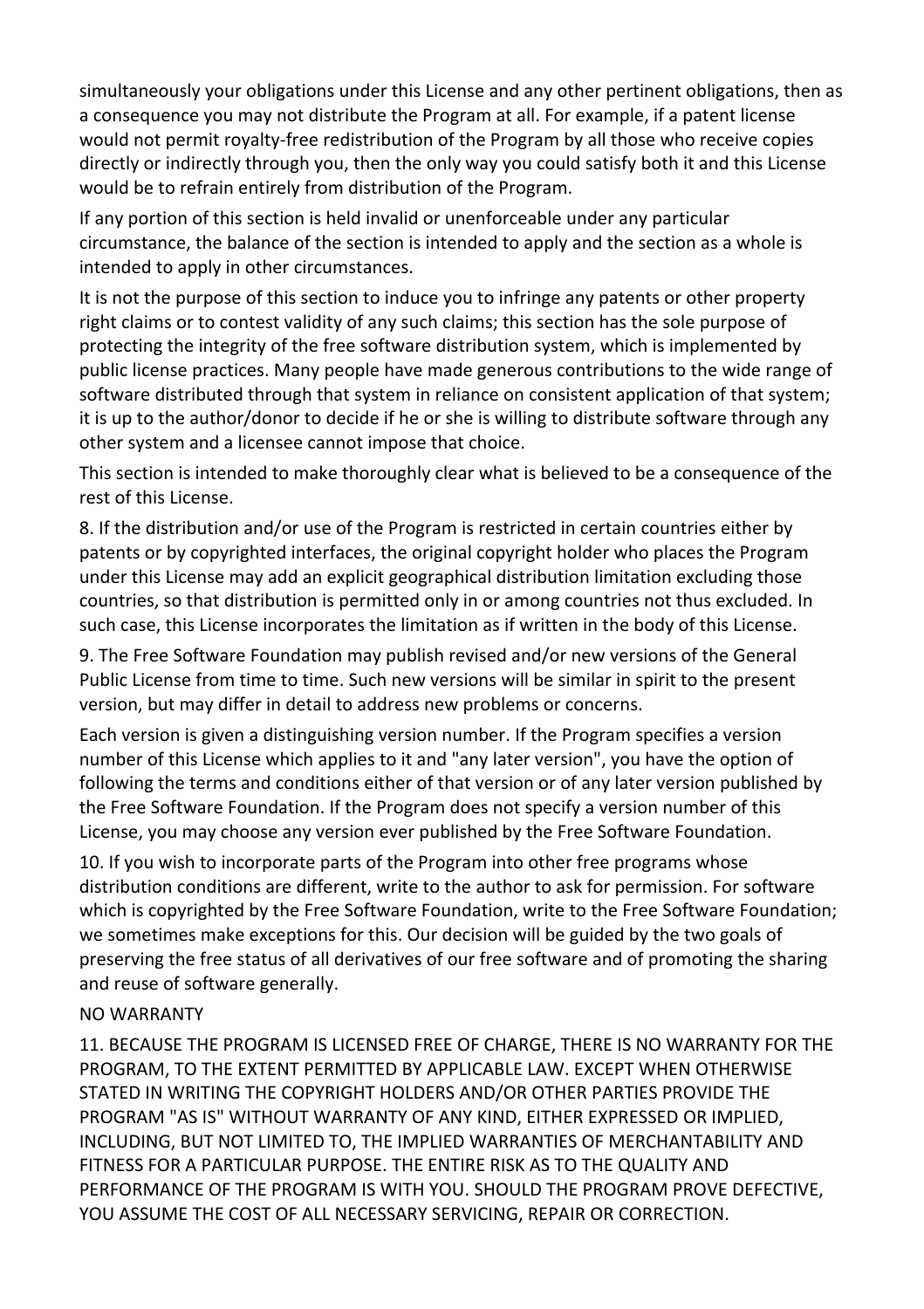simultaneously your obligations under this License and any other pertinent obligations, then as a consequence you may not distribute the Program at all. For example, if a patent license would not permit royalty-free redistribution of the Program by all those who receive copies directly or indirectly through you, then the only way you could satisfy both it and this License would be to refrain entirely from distribution of the Program.

If any portion of this section is held invalid or unenforceable under any particular circumstance, the balance of the section is intended to apply and the section as a whole is intended to apply in other circumstances.

It is not the purpose of this section to induce you to infringe any patents or other property right claims or to contest validity of any such claims; this section has the sole purpose of protecting the integrity of the free software distribution system, which is implemented by public license practices. Many people have made generous contributions to the wide range of software distributed through that system in reliance on consistent application of that system; it is up to the author/donor to decide if he or she is willing to distribute software through any other system and a licensee cannot impose that choice.

This section is intended to make thoroughly clear what is believed to be a consequence of the rest of this License.

8. If the distribution and/or use of the Program is restricted in certain countries either by patents or by copyrighted interfaces, the original copyright holder who places the Program under this License may add an explicit geographical distribution limitation excluding those countries, so that distribution is permitted only in or among countries not thus excluded. In such case, this License incorporates the limitation as if written in the body of this License.

9. The Free Software Foundation may publish revised and/or new versions of the General Public License from time to time. Such new versions will be similar in spirit to the present version, but may differ in detail to address new problems or concerns.

Each version is given a distinguishing version number. If the Program specifies a version number of this License which applies to it and "any later version", you have the option of following the terms and conditions either of that version or of any later version published by the Free Software Foundation. If the Program does not specify a version number of this License, you may choose any version ever published by the Free Software Foundation.

10. If you wish to incorporate parts of the Program into other free programs whose distribution conditions are different, write to the author to ask for permission. For software which is copyrighted by the Free Software Foundation, write to the Free Software Foundation; we sometimes make exceptions for this. Our decision will be guided by the two goals of preserving the free status of all derivatives of our free software and of promoting the sharing and reuse of software generally.

NO WARRANTY

11. BECAUSE THE PROGRAM IS LICENSED FREE OF CHARGE, THERE IS NO WARRANTY FOR THE PROGRAM, TO THE EXTENT PERMITTED BY APPLICABLE LAW. EXCEPT WHEN OTHERWISE STATED IN WRITING THE COPYRIGHT HOLDERS AND/OR OTHER PARTIES PROVIDE THE PROGRAM "AS IS" WITHOUT WARRANTY OF ANY KIND, EITHER EXPRESSED OR IMPLIED, INCLUDING, BUT NOT LIMITED TO, THE IMPLIED WARRANTIES OF MERCHANTABILITY AND FITNESS FOR A PARTICULAR PURPOSE. THE ENTIRE RISK AS TO THE QUALITY AND PERFORMANCE OF THE PROGRAM IS WITH YOU. SHOULD THE PROGRAM PROVE DEFECTIVE, YOU ASSUME THE COST OF ALL NECESSARY SERVICING, REPAIR OR CORRECTION.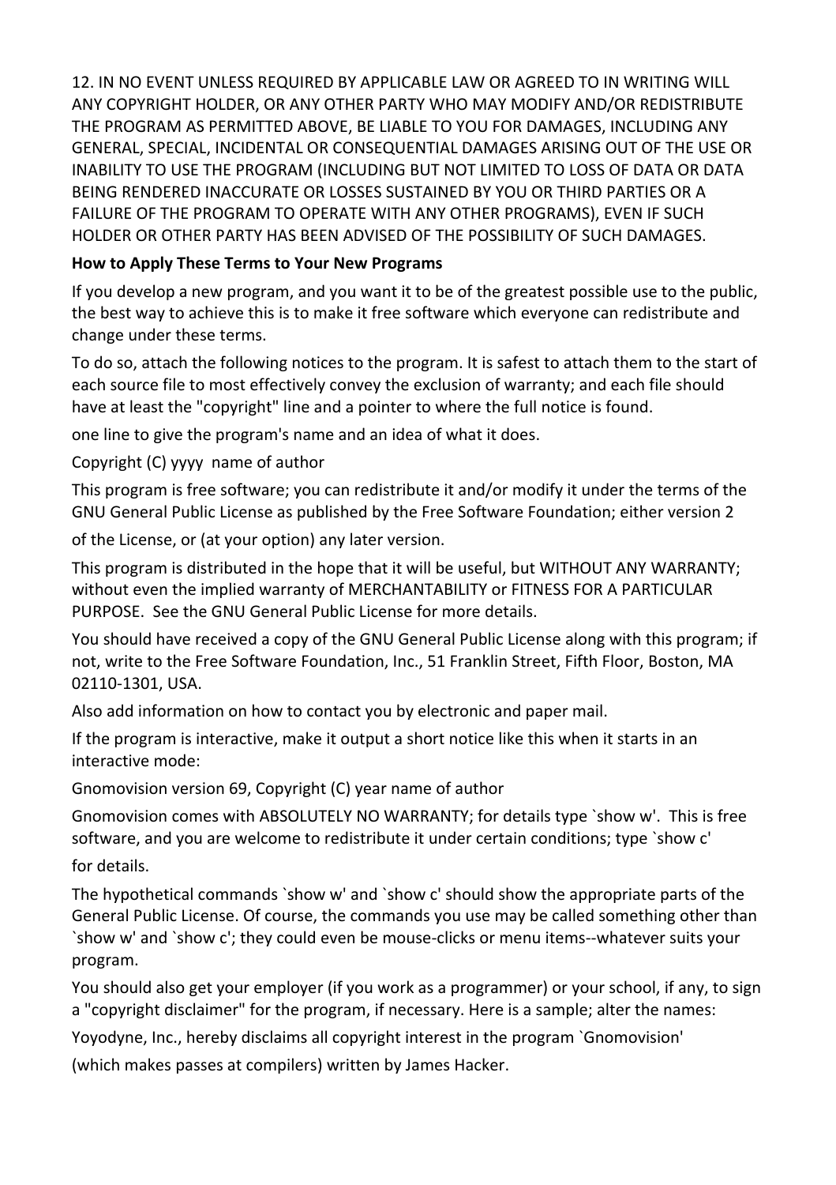12. IN NO EVENT UNLESS REQUIRED BY APPLICABLE LAW OR AGREED TO IN WRITING WILL ANY COPYRIGHT HOLDER, OR ANY OTHER PARTY WHO MAY MODIFY AND/OR REDISTRIBUTE THE PROGRAM AS PERMITTED ABOVE, BE LIABLE TO YOU FOR DAMAGES, INCLUDING ANY GENERAL, SPECIAL, INCIDENTAL OR CONSEQUENTIAL DAMAGES ARISING OUT OF THE USE OR INABILITY TO USE THE PROGRAM (INCLUDING BUT NOT LIMITED TO LOSS OF DATA OR DATA BEING RENDERED INACCURATE OR LOSSES SUSTAINED BY YOU OR THIRD PARTIES OR A FAILURE OF THE PROGRAM TO OPERATE WITH ANY OTHER PROGRAMS), EVEN IF SUCH HOLDER OR OTHER PARTY HAS BEEN ADVISED OF THE POSSIBILITY OF SUCH DAMAGES.

**How to Apply These Terms to Your New Programs**

If you develop a new program, and you want it to be of the greatest possible use to the public, the best way to achieve this is to make it free software which everyone can redistribute and change under these terms.

To do so, attach the following notices to the program. It is safest to attach them to the start of each source file to most effectively convey the exclusion of warranty; and each file should have at least the "copyright" line and a pointer to where the full notice is found.

one line to give the program's name and an idea of what it does.

Copyright (C) yyyy name of author

This program is free software; you can redistribute it and/or modify it under the terms of the GNU General Public License as published by the Free Software Foundation; either version 2

of the License, or (at your option) any later version.

This program is distributed in the hope that it will be useful, but WITHOUT ANY WARRANTY; without even the implied warranty of MERCHANTABILITY or FITNESS FOR A PARTICULAR PURPOSE. See the GNU General Public License for more details.

You should have received a copy of the GNU General Public License along with this program; if not, write to the Free Software Foundation, Inc., 51 Franklin Street, Fifth Floor, Boston, MA 02110-1301, USA.

Also add information on how to contact you by electronic and paper mail.

If the program is interactive, make it output a short notice like this when it starts in an interactive mode:

Gnomovision version 69, Copyright (C) year name of author

Gnomovision comes with ABSOLUTELY NO WARRANTY; for details type `show w'. This is free software, and you are welcome to redistribute it under certain conditions; type `show c'

for details.

The hypothetical commands `show w' and `show c' should show the appropriate parts of the General Public License. Of course, the commands you use may be called something other than `show w' and `show c'; they could even be mouse-clicks or menu items--whatever suits your program.

You should also get your employer (if you work as a programmer) or your school, if any, to sign a "copyright disclaimer" for the program, if necessary. Here is a sample; alter the names:

Yoyodyne, Inc., hereby disclaims all copyright interest in the program `Gnomovision'

(which makes passes at compilers) written by James Hacker.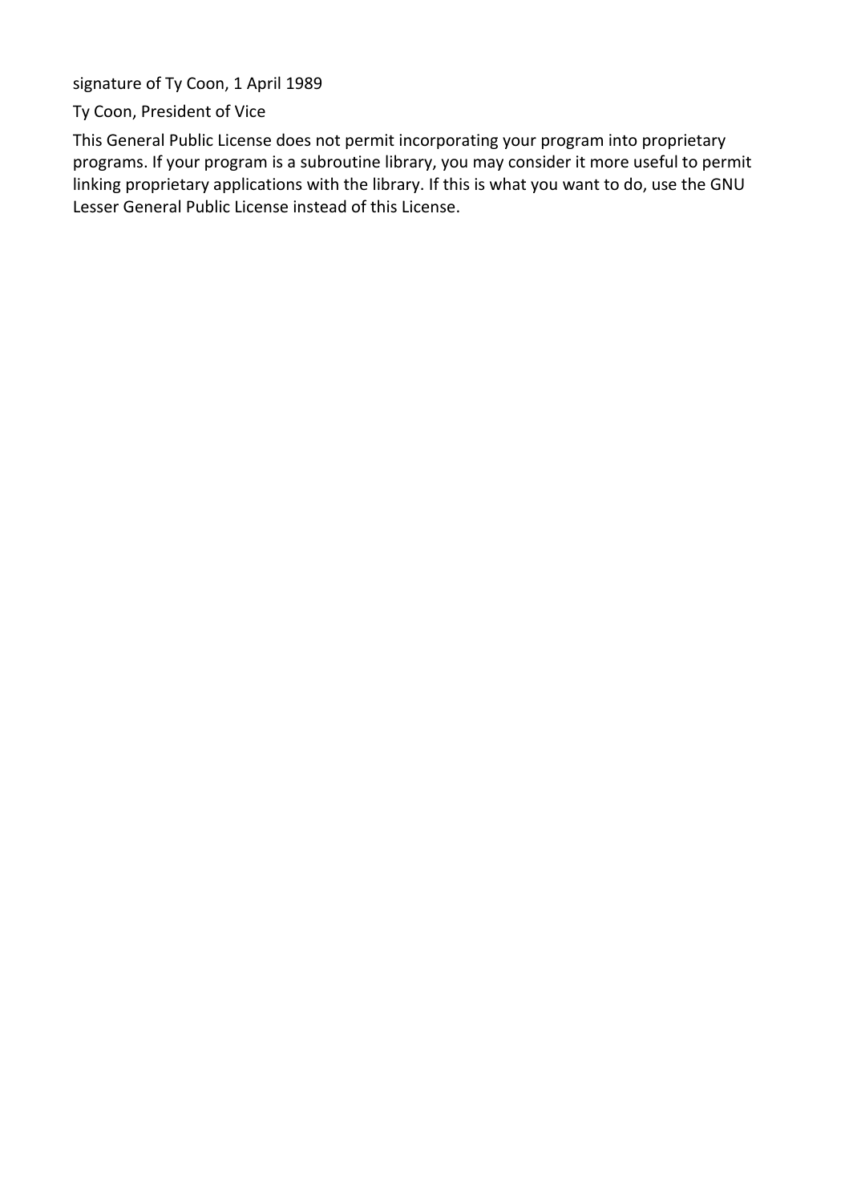signature of Ty Coon, 1 April 1989

Ty Coon, President of Vice

This General Public License does not permit incorporating your program into proprietary programs. If your program is a subroutine library, you may consider it more useful to permit linking proprietary applications with the library. If this is what you want to do, use the GNU Lesser General Public License instead of this License.